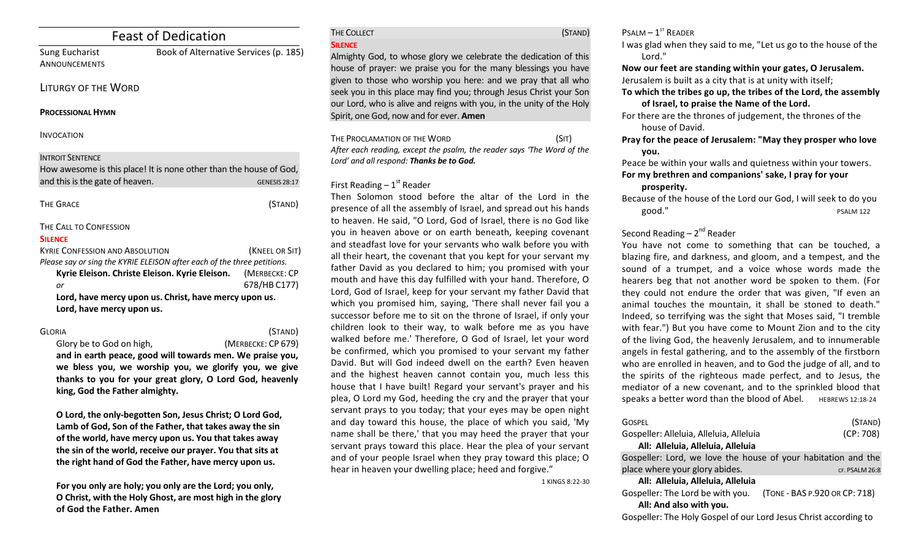# Feast of Dedication

Sung Eucharist — Book of Alternative Services (p. 185)

ANNOUNCEMENTS

## LITURGY OF THE WORD

**PROCESSIONAL HYMN**

INVOCATION

INTROIT SENTENCE

How awesome is this place! It is none other than the house of God, and this is the gate of heaven. GENESIS 28:17

THE GRACE (STAND)

THE CALL TO CONFESSION

**SILENCE**

KYRIE CONFESSION AND ABSOLUTION (KNEEL OR SIT)

*Please say or sing the KYRIE ELEISON after each of the three petitions.*

**Kyrie Eleison. Christe Eleison. Kyrie Eleison.** (MERBECKE: CP 678/HB C177)

*or*

**Lord, have mercy upon us. Christ, have mercy upon us. Lord, have mercy upon us.**

GLORIA (STAND)

Glory be to God on high, (MERBECKE: CP 679)

**and in earth peace, good will towards men. We praise you, we bless you, we worship you, we glorify you, we give thanks to you for your great glory, O Lord God, heavenly king, God the Father almighty.**

**O Lord, the only-begotten Son, Jesus Christ; O Lord God, Lamb of God, Son of the Father, that takes away the sin of the world, have mercy upon us. You that takes away the sin of the world, receive our prayer. You that sits at the right hand of God the Father, have mercy upon us.**

**For you only are holy; you only are the Lord; you only, O Christ, with the Holy Ghost, are most high in the glory of God the Father. Amen**

THE COLLECT (STAND)

**SILENCE**

Almighty God, to whose glory we celebrate the dedication of this house of prayer: we praise you for the many blessings you have given to those who worship you here: and we pray that all who seek you in this place may find you; through Jesus Christ your Son our Lord, who is alive and reigns with you, in the unity of the Holy Spirit, one God, now and for ever. **Amen**

THE PROCLAMATION OF THE WORD (SIT)

*After each reading, except the psalm, the reader says 'The Word of the Lord' and all respond:* ***Thanks be to God.***

First Reading – 1st Reader

Then Solomon stood before the altar of the Lord in the presence of all the assembly of Israel, and spread out his hands to heaven. He said, "O Lord, God of Israel, there is no God like you in heaven above or on earth beneath, keeping covenant and steadfast love for your servants who walk before you with all their heart, the covenant that you kept for your servant my father David as you declared to him; you promised with your mouth and have this day fulfilled with your hand. Therefore, O Lord, God of Israel, keep for your servant my father David that which you promised him, saying, 'There shall never fail you a successor before me to sit on the throne of Israel, if only your children look to their way, to walk before me as you have walked before me.' Therefore, O God of Israel, let your word be confirmed, which you promised to your servant my father David. But will God indeed dwell on the earth? Even heaven and the highest heaven cannot contain you, much less this house that I have built! Regard your servant's prayer and his plea, O Lord my God, heeding the cry and the prayer that your servant prays to you today; that your eyes may be open night and day toward this house, the place of which you said, 'My name shall be there,' that you may heed the prayer that your servant prays toward this place. Hear the plea of your servant and of your people Israel when they pray toward this place; O hear in heaven your dwelling place; heed and forgive."

1 KINGS 8:22-30

PSALM – 1ST READER

I was glad when they said to me, "Let us go to the house of the Lord."

**Now our feet are standing within your gates, O Jerusalem.**

Jerusalem is built as a city that is at unity with itself;

**To which the tribes go up, the tribes of the Lord, the assembly of Israel, to praise the Name of the Lord.**

For there are the thrones of judgement, the thrones of the house of David.

**Pray for the peace of Jerusalem: "May they prosper who love you.**

Peace be within your walls and quietness within your towers.

**For my brethren and companions' sake, I pray for your prosperity.**

Because of the house of the Lord our God, I will seek to do you good." PSALM 122

Second Reading – 2nd Reader

You have not come to something that can be touched, a blazing fire, and darkness, and gloom, and a tempest, and the sound of a trumpet, and a voice whose words made the hearers beg that not another word be spoken to them. (For they could not endure the order that was given, "If even an animal touches the mountain, it shall be stoned to death." Indeed, so terrifying was the sight that Moses said, "I tremble with fear.") But you have come to Mount Zion and to the city of the living God, the heavenly Jerusalem, and to innumerable angels in festal gathering, and to the assembly of the firstborn who are enrolled in heaven, and to God the judge of all, and to the spirits of the righteous made perfect, and to Jesus, the mediator of a new covenant, and to the sprinkled blood that speaks a better word than the blood of Abel. HEBREWS 12:18-24

GOSPEL (STAND)

Gospeller: Alleluia, Alleluia, Alleluia (CP: 708)

**All: Alleluia, Alleluia, Alleluia**

Gospeller: Lord, we love the house of your habitation and the place where your glory abides. CF. PSALM 26:8

**All: Alleluia, Alleluia, Alleluia**

Gospeller: The Lord be with you. (TONE - BAS P.920 OR CP: 718)

**All: And also with you.**

Gospeller: The Holy Gospel of our Lord Jesus Christ according to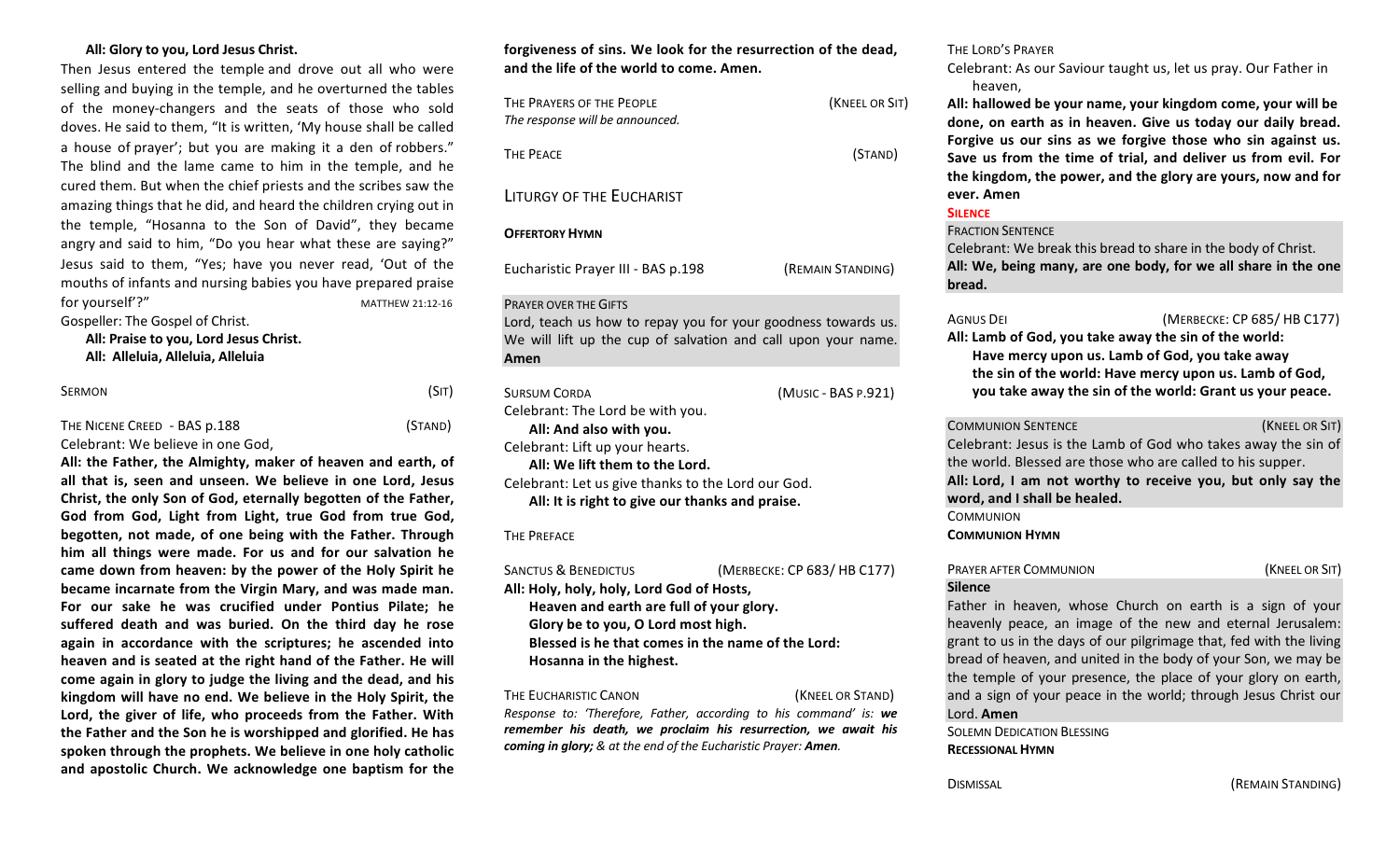**All: Glory to you, Lord Jesus Christ.**

Then Jesus entered the temple and drove out all who were selling and buying in the temple, and he overturned the tables of the money-changers and the seats of those who sold doves. He said to them, "It is written, 'My house shall be called a house of prayer'; but you are making it a den of robbers." The blind and the lame came to him in the temple, and he cured them. But when the chief priests and the scribes saw the amazing things that he did, and heard the children crying out in the temple, "Hosanna to the Son of David", they became angry and said to him, "Do you hear what these are saying?" Jesus said to them, "Yes; have you never read, 'Out of the mouths of infants and nursing babies you have prepared praise for yourself'?" MATTHEW 21:12-16

Gospeller: The Gospel of Christ.

**All: Praise to you, Lord Jesus Christ.**
**All: Alleluia, Alleluia, Alleluia**

SERMON (SIT)

THE NICENE CREED - BAS p.188 (STAND)

Celebrant: We believe in one God,

**All: the Father, the Almighty, maker of heaven and earth, of all that is, seen and unseen. We believe in one Lord, Jesus Christ, the only Son of God, eternally begotten of the Father, God from God, Light from Light, true God from true God, begotten, not made, of one being with the Father. Through him all things were made. For us and for our salvation he came down from heaven: by the power of the Holy Spirit he became incarnate from the Virgin Mary, and was made man. For our sake he was crucified under Pontius Pilate; he suffered death and was buried. On the third day he rose again in accordance with the scriptures; he ascended into heaven and is seated at the right hand of the Father. He will come again in glory to judge the living and the dead, and his kingdom will have no end. We believe in the Holy Spirit, the Lord, the giver of life, who proceeds from the Father. With the Father and the Son he is worshipped and glorified. He has spoken through the prophets. We believe in one holy catholic and apostolic Church. We acknowledge one baptism for the forgiveness of sins. We look for the resurrection of the dead, and the life of the world to come. Amen.**

THE PRAYERS OF THE PEOPLE (KNEEL OR SIT)

*The response will be announced.*

THE PEACE (STAND)

## LITURGY OF THE EUCHARIST

**OFFERTORY HYMN**

Eucharistic Prayer III - BAS p.198 (REMAIN STANDING)

PRAYER OVER THE GIFTS

Lord, teach us how to repay you for your goodness towards us. We will lift up the cup of salvation and call upon your name. **Amen**

SURSUM CORDA (MUSIC - BAS P.921)

Celebrant: The Lord be with you.
**All: And also with you.**
Celebrant: Lift up your hearts.
**All: We lift them to the Lord.**
Celebrant: Let us give thanks to the Lord our God.
**All: It is right to give our thanks and praise.**

THE PREFACE

SANCTUS & BENEDICTUS (MERBECKE: CP 683/ HB C177)

**All: Holy, holy, holy, Lord God of Hosts,**
**Heaven and earth are full of your glory.**
**Glory be to you, O Lord most high.**
**Blessed is he that comes in the name of the Lord:**
**Hosanna in the highest.**

THE EUCHARISTIC CANON (KNEEL OR STAND)

*Response to: 'Therefore, Father, according to his command' is:* ***we remember his death, we proclaim his resurrection, we await his coming in glory;*** *& at the end of the Eucharistic Prayer:* ***Amen****.*

THE LORD'S PRAYER

Celebrant: As our Saviour taught us, let us pray. Our Father in heaven,

**All: hallowed be your name, your kingdom come, your will be done, on earth as in heaven. Give us today our daily bread. Forgive us our sins as we forgive those who sin against us. Save us from the time of trial, and deliver us from evil. For the kingdom, the power, and the glory are yours, now and for ever. Amen**

**SILENCE**

FRACTION SENTENCE

Celebrant: We break this bread to share in the body of Christ.
**All: We, being many, are one body, for we all share in the one bread.**

AGNUS DEI (MERBECKE: CP 685/ HB C177)

**All: Lamb of God, you take away the sin of the world:**
**Have mercy upon us. Lamb of God, you take away the sin of the world: Have mercy upon us. Lamb of God, you take away the sin of the world: Grant us your peace.**

COMMUNION SENTENCE (KNEEL OR SIT)

Celebrant: Jesus is the Lamb of God who takes away the sin of the world. Blessed are those who are called to his supper.
**All: Lord, I am not worthy to receive you, but only say the word, and I shall be healed.**

COMMUNION

**COMMUNION HYMN**

PRAYER AFTER COMMUNION (KNEEL OR SIT)

**Silence**

Father in heaven, whose Church on earth is a sign of your heavenly peace, an image of the new and eternal Jerusalem: grant to us in the days of our pilgrimage that, fed with the living bread of heaven, and united in the body of your Son, we may be the temple of your presence, the place of your glory on earth, and a sign of your peace in the world; through Jesus Christ our Lord. **Amen**

SOLEMN DEDICATION BLESSING

**RECESSIONAL HYMN**

DISMISSAL (REMAIN STANDING)